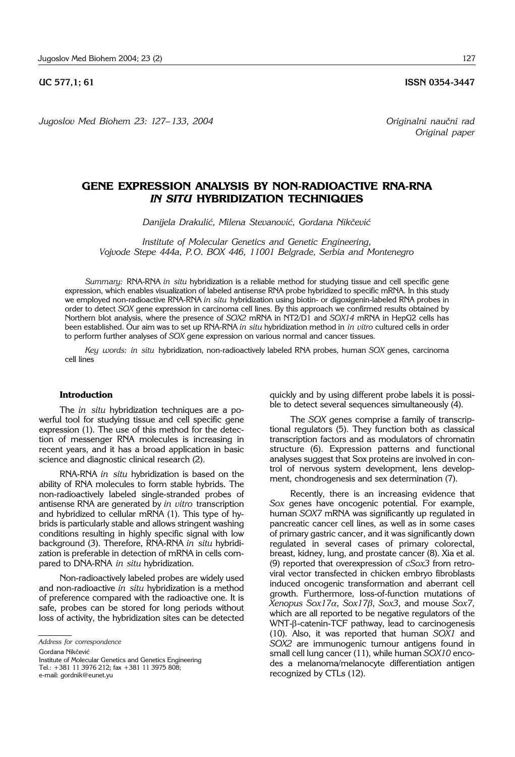UC 577,1; 61 ISSN 0354-3447

*Jugoslov Med Biohem 23: 127–133, 2004*

*Originalni naučni rad*
*Original paper*

# GENE EXPRESSION ANALYSIS BY NON-RADIOACTIVE RNA-RNA *IN SITU* HYBRIDIZATION TECHNIQUES

*Danijela Drakulić, Milena Stevanović, Gordana Nikčević*

*Institute of Molecular Genetics and Genetic Engineering, Vojvode Stepe 444a, P.O. BOX 446, 11001 Belgrade, Serbia and Montenegro*

*Summary:* RNA-RNA *in situ* hybridization is a reliable method for studying tissue and cell specific gene expression, which enables visualization of labeled antisense RNA probe hybridized to specific mRNA. In this study we employed non-radioactive RNA-RNA *in situ* hybridization using biotin- or digoxigenin-labeled RNA probes in order to detect *SOX* gene expression in carcinoma cell lines. By this approach we confirmed results obtained by Northern blot analysis, where the presence of *SOX2* mRNA in NT2/D1 and *SOX14* mRNA in HepG2 cells has been established. Our aim was to set up RNA-RNA *in situ* hybridization method in *in vitro* cultured cells in order to perform further analyses of *SOX* gene expression on various normal and cancer tissues.

*Key words: in situ* hybridization, non-radioactively labeled RNA probes, human *SOX* genes, carcinoma cell lines

## Introduction

The *in situ* hybridization techniques are a powerful tool for studying tissue and cell specific gene expression (1). The use of this method for the detection of messenger RNA molecules is increasing in recent years, and it has a broad application in basic science and diagnostic clinical research (2).

RNA-RNA *in situ* hybridization is based on the ability of RNA molecules to form stable hybrids. The non-radioactively labeled single-stranded probes of antisense RNA are generated by *in vitro* transcription and hybridized to cellular mRNA (1). This type of hybrids is particularly stable and allows stringent washing conditions resulting in highly specific signal with low background (3). Therefore, RNA-RNA *in situ* hybridization is preferable in detection of mRNA in cells compared to DNA-RNA *in situ* hybridization.

Non-radioactively labeled probes are widely used and non-radioactive *in situ* hybridization is a method of preference compared with the radioactive one. It is safe, probes can be stored for long periods without loss of activity, the hybridization sites can be detected quickly and by using different probe labels it is possible to detect several sequences simultaneously (4).

The *SOX* genes comprise a family of transcriptional regulators (5). They function both as classical transcription factors and as modulators of chromatin structure (6). Expression patterns and functional analyses suggest that Sox proteins are involved in control of nervous system development, lens development, chondrogenesis and sex determination (7).

Recently, there is an increasing evidence that *Sox* genes have oncogenic potential. For example, human *SOX7* mRNA was significantly up regulated in pancreatic cancer cell lines, as well as in some cases of primary gastric cancer, and it was significantly down regulated in several cases of primary colorectal, breast, kidney, lung, and prostate cancer (8). Xia et al. (9) reported that overexpression of *cSox3* from retroviral vector transfected in chicken embryo fibroblasts induced oncogenic transformation and aberrant cell growth. Furthermore, loss-of-function mutations of *Xenopus Sox17α*, *Sox17β*, *Sox3*, and mouse *Sox7*, which are all reported to be negative regulators of the WNT-β-catenin-TCF pathway, lead to carcinogenesis (10). Also, it was reported that human *SOX1* and *SOX2* are immunogenic tumour antigens found in small cell lung cancer (11), while human *SOX10* encodes a melanoma/melanocyte differentiation antigen recognized by CTLs (12).

*Address for correspondence*

Gordana Nikčević
Institute of Molecular Genetics and Genetics Engineering
Tel.: +381 11 3976 212; fax +381 11 3975 808;
e-mail: gordnik@eunet.yu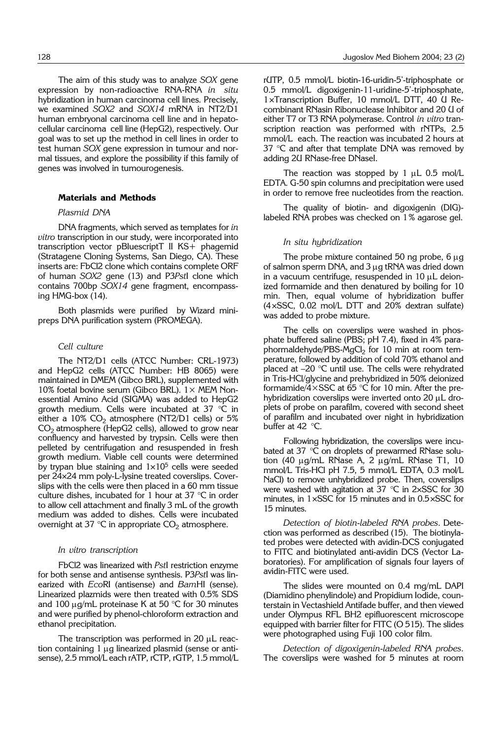The aim of this study was to analyze *SOX* gene expression by non-radioactive RNA-RNA *in situ* hybridization in human carcinoma cell lines. Precisely, we examined *SOX2* and *SOX14* mRNA in NT2/D1 human embryonal carcinoma cell line and in hepatocellular carcinoma cell line (HepG2), respectively. Our goal was to set up the method in cell lines in order to test human *SOX* gene expression in tumour and normal tissues, and explore the possibility if this family of genes was involved in tumourogenesis.

## Materials and Methods

### *Plasmid DNA*

DNA fragments, which served as templates for *in vitro* transcription in our study, were incorporated into transcription vector pBluescriptT II KS+ phagemid (Stratagene Cloning Systems, San Diego, CA). These inserts are: FbCl2 clone which contains complete ORF of human *SOX2* gene (13) and P3*Pst*I clone which contains 700bp *SOX14* gene fragment, encompassing HMG-box (14).

Both plasmids were purified by Wizard minipreps DNA purification system (PROMEGA).

### *Cell culture*

The NT2/D1 cells (ATCC Number: CRL-1973) and HepG2 cells (ATCC Number: HB 8065) were maintained in DMEM (Gibco BRL), supplemented with 10% foetal bovine serum (Gibco BRL). 1× MEM Nonessential Amino Acid (SIGMA) was added to HepG2 growth medium. Cells were incubated at 37 °C in either a 10% $CO_2$ atmosphere (NT2/D1 cells) or 5% $CO_2$ atmosphere (HepG2 cells), allowed to grow near confluency and harvested by trypsin. Cells were then pelleted by centrifugation and resuspended in fresh growth medium. Viable cell counts were determined by trypan blue staining and $1\times10^5$ cells were seeded per 24×24 mm poly-L-lysine treated coverslips. Coverslips with the cells were then placed in a 60 mm tissue culture dishes, incubated for 1 hour at 37 °C in order to allow cell attachment and finally 3 mL of the growth medium was added to dishes. Cells were incubated overnight at 37 °C in appropriate $CO_2$ atmosphere.

### *In vitro transcription*

FbCl2 was linearized with *Pst*I restriction enzyme for both sense and antisense synthesis. P3*Pst*I was linearized with *Eco*RI (antisense) and *Bam*HI (sense). Linearized plazmids were then treated with 0.5% SDS and 100 μg/mL proteinase K at 50 °C for 30 minutes and were purified by phenol-chloroform extraction and ethanol precipitation.

The transcription was performed in 20 μL reaction containing 1 μg linearized plasmid (sense or antisense), 2.5 mmol/L each rATP, rCTP, rGTP, 1.5 mmol/L rUTP, 0.5 mmol/L biotin-16-uridin-5'-triphosphate or 0.5 mmol/L digoxigenin-11-uridine-5'-triphosphate, 1×Transcription Buffer, 10 mmol/L DTT, 40 U Recombinant RNasin Ribonuclease Inhibitor and 20 U of either T7 or T3 RNA polymerase. Control *in vitro* transcription reaction was performed with rNTPs, 2.5 mmol/L each. The reaction was incubated 2 hours at 37 °C and after that template DNA was removed by adding 2U RNase-free DNaseI.

The reaction was stopped by 1 μL 0.5 mol/L EDTA. G-50 spin columns and precipitation were used in order to remove free nucleotides from the reaction.

The quality of biotin- and digoxigenin (DIG)-labeled RNA probes was checked on 1% agarose gel.

### *In situ hybridization*

The probe mixture contained 50 ng probe, 6 μg of salmon sperm DNA, and 3 μg tRNA was dried down in a vacuum centrifuge, resuspended in 10 μL deionized formamide and then denatured by boiling for 10 min. Then, equal volume of hybridization buffer (4×SSC, 0.02 mol/L DTT and 20% dextran sulfate) was added to probe mixture.

The cells on coverslips were washed in phosphate buffered saline (PBS; pH 7.4), fixed in 4% paraphormaldehyde/PBS-$MgCl_2$ for 10 min at room temperature, followed by addition of cold 70% ethanol and placed at –20 °C until use. The cells were rehydrated in Tris-HCl/glycine and prehybridized in 50% deionized formamide/4×SSC at 65 °C for 10 min. After the prehybridization coverslips were inverted onto 20 μL droplets of probe on parafilm, covered with second sheet of parafilm and incubated over night in hybridization buffer at 42 °C.

Following hybridization, the coverslips were incubated at 37 °C on droplets of prewarmed RNase solution (40 μg/mL RNase A, 2 μg/mL RNase T1, 10 mmol/L Tris-HCl pH 7.5, 5 mmol/L EDTA, 0.3 mol/L NaCl) to remove unhybridized probe. Then, coverslips were washed with agitation at 37 °C in 2×SSC for 30 minutes, in 1×SSC for 15 minutes and in 0.5×SSC for 15 minutes.

*Detection of biotin-labeled RNA probes*. Detection was performed as described (15). The biotinylated probes were detected with avidin-DCS conjugated to FITC and biotinylated anti-avidin DCS (Vector Laboratories). For amplification of signals four layers of avidin-FITC were used.

The slides were mounted on 0.4 mg/mL DAPI (Diamidino phenylindole) and Propidium Iodide, counterstain in Vectashield Antifade buffer, and then viewed under Olympus RFL BH2 epifluorescent microscope equipped with barrier filter for FITC (O 515). The slides were photographed using Fuji 100 color film.

*Detection of digoxigenin-labeled RNA probes*. The coverslips were washed for 5 minutes at room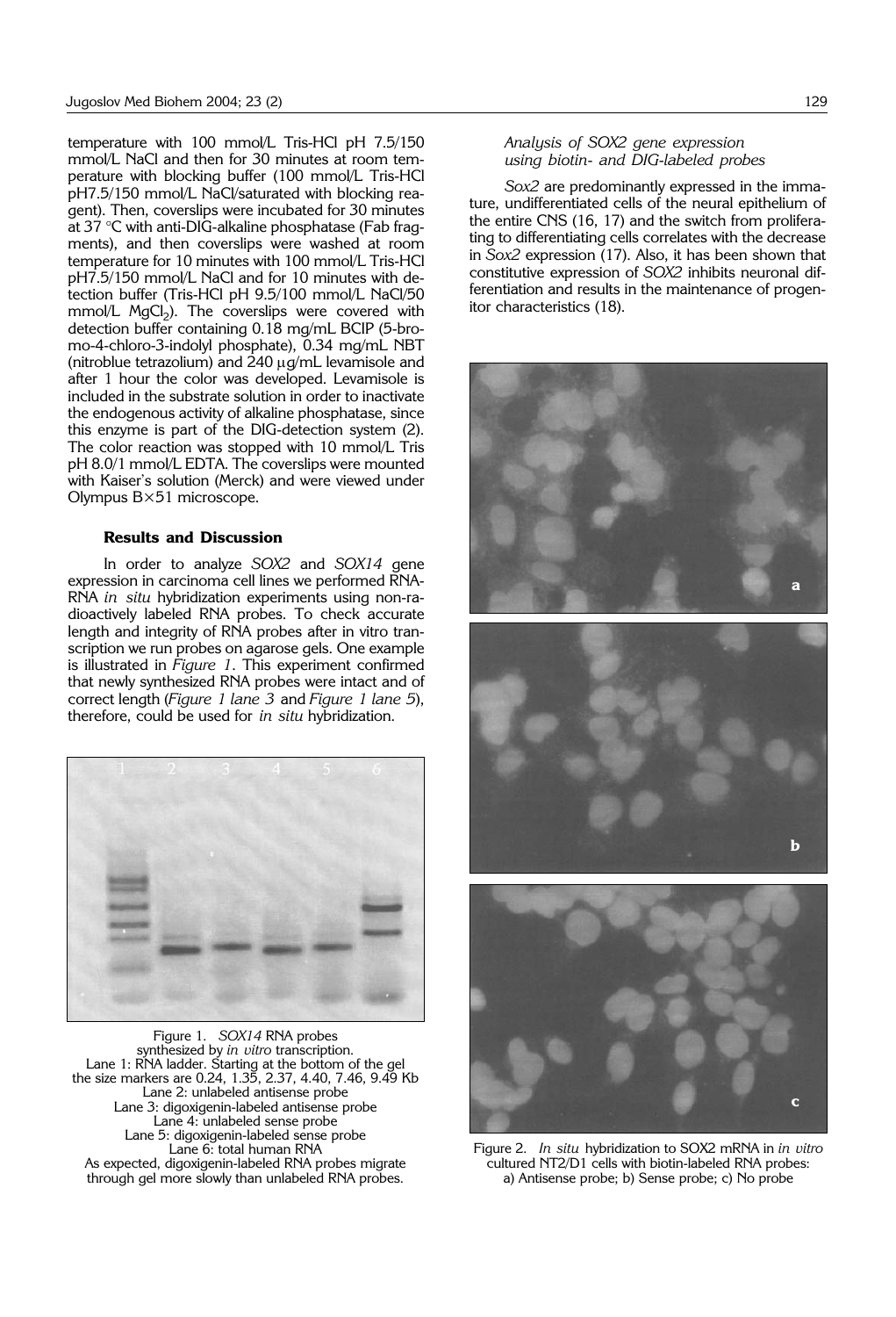temperature with 100 mmol/L Tris-HCl pH 7.5/150 mmol/L NaCl and then for 30 minutes at room temperature with blocking buffer (100 mmol/L Tris-HCl pH7.5/150 mmol/L NaCl/saturated with blocking reagent). Then, coverslips were incubated for 30 minutes at 37 °C with anti-DIG-alkaline phosphatase (Fab fragments), and then coverslips were washed at room temperature for 10 minutes with 100 mmol/L Tris-HCl pH7.5/150 mmol/L NaCl and for 10 minutes with detection buffer (Tris-HCl pH 9.5/100 mmol/L NaCl/50 mmol/L $MgCl_2$). The coverslips were covered with detection buffer containing 0.18 mg/mL BCIP (5-bromo-4-chloro-3-indolyl phosphate), 0.34 mg/mL NBT (nitroblue tetrazolium) and 240 μg/mL levamisole and after 1 hour the color was developed. Levamisole is included in the substrate solution in order to inactivate the endogenous activity of alkaline phosphatase, since this enzyme is part of the DIG-detection system (2). The color reaction was stopped with 10 mmol/L Tris pH 8.0/1 mmol/L EDTA. The coverslips were mounted with Kaiser's solution (Merck) and were viewed under Olympus B×51 microscope.

## Results and Discussion

In order to analyze *SOX2* and *SOX14* gene expression in carcinoma cell lines we performed RNA-RNA *in situ* hybridization experiments using non-radioactively labeled RNA probes. To check accurate length and integrity of RNA probes after in vitro transcription we run probes on agarose gels. One example is illustrated in *Figure 1*. This experiment confirmed that newly synthesized RNA probes were intact and of correct length (*Figure 1 lane 3* and *Figure 1 lane 5*), therefore, could be used for *in situ* hybridization.

Figure 1. *SOX14* RNA probes synthesized by *in vitro* transcription.
Lane 1: RNA ladder. Starting at the bottom of the gel the size markers are 0.24, 1.35, 2.37, 4.40, 7.46, 9.49 Kb
Lane 2: unlabeled antisense probe
Lane 3: digoxigenin-labeled antisense probe
Lane 4: unlabeled sense probe
Lane 5: digoxigenin-labeled sense probe
Lane 6: total human RNA
As expected, digoxigenin-labeled RNA probes migrate through gel more slowly than unlabeled RNA probes.

### *Analysis of SOX2 gene expression using biotin- and DIG-labeled probes*

*Sox2* are predominantly expressed in the immature, undifferentiated cells of the neural epithelium of the entire CNS (16, 17) and the switch from proliferating to differentiating cells correlates with the decrease in *Sox2* expression (17). Also, it has been shown that constitutive expression of *SOX2* inhibits neuronal differentiation and results in the maintenance of progenitor characteristics (18).

Figure 2. *In situ* hybridization to SOX2 mRNA in *in vitro* cultured NT2/D1 cells with biotin-labeled RNA probes: a) Antisense probe; b) Sense probe; c) No probe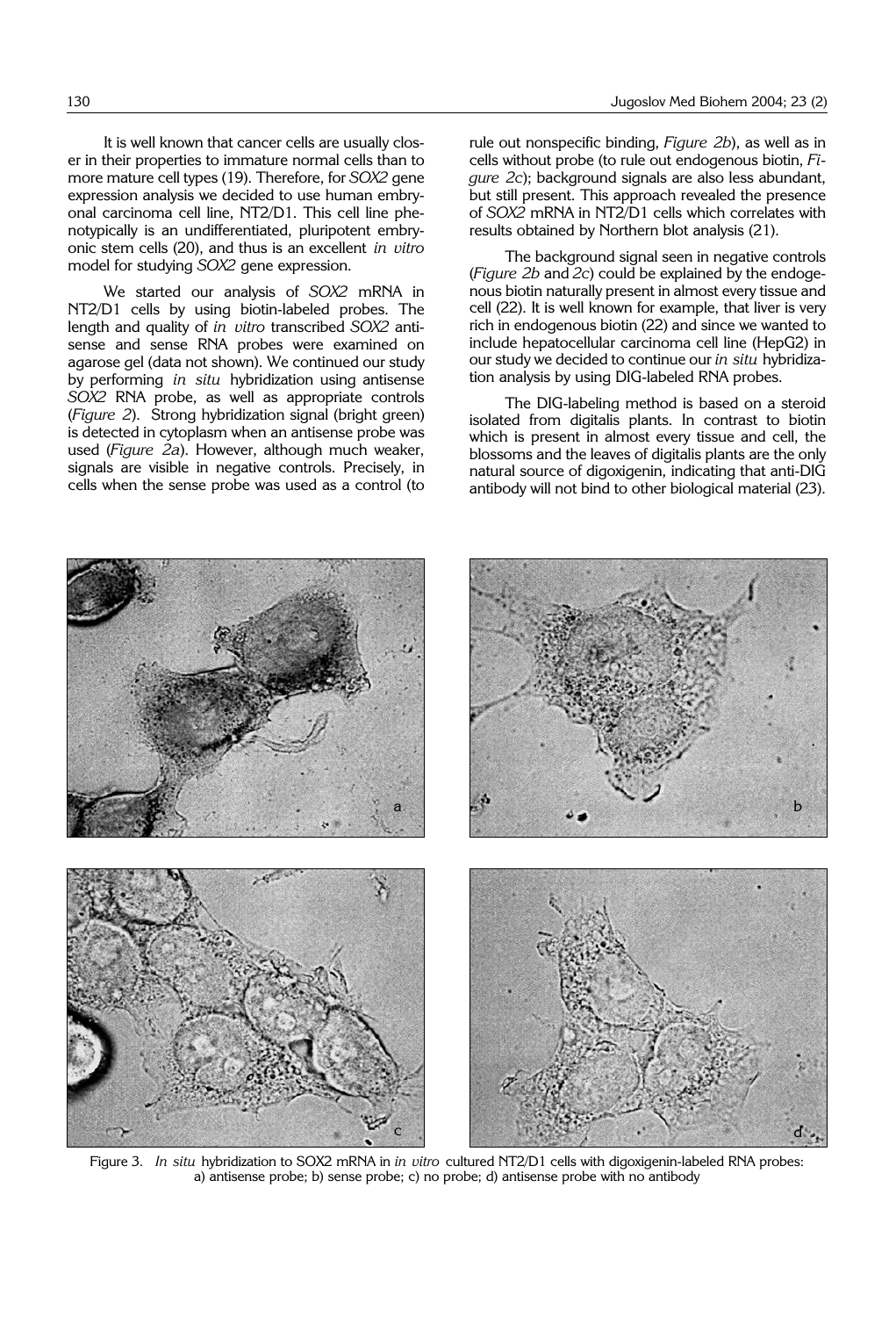It is well known that cancer cells are usually closer in their properties to immature normal cells than to more mature cell types (19). Therefore, for *SOX2* gene expression analysis we decided to use human embryonal carcinoma cell line, NT2/D1. This cell line phenotypically is an undifferentiated, pluripotent embryonic stem cells (20), and thus is an excellent *in vitro* model for studying *SOX2* gene expression.

We started our analysis of *SOX2* mRNA in NT2/D1 cells by using biotin-labeled probes. The length and quality of *in vitro* transcribed *SOX2* antisense and sense RNA probes were examined on agarose gel (data not shown). We continued our study by performing *in situ* hybridization using antisense *SOX2* RNA probe, as well as appropriate controls (*Figure 2*). Strong hybridization signal (bright green) is detected in cytoplasm when an antisense probe was used (*Figure 2a*). However, although much weaker, signals are visible in negative controls. Precisely, in cells when the sense probe was used as a control (to rule out nonspecific binding, *Figure 2b*), as well as in cells without probe (to rule out endogenous biotin, *Figure 2c*); background signals are also less abundant, but still present. This approach revealed the presence of *SOX2* mRNA in NT2/D1 cells which correlates with results obtained by Northern blot analysis (21).

The background signal seen in negative controls (*Figure 2b* and *2c*) could be explained by the endogenous biotin naturally present in almost every tissue and cell (22). It is well known for example, that liver is very rich in endogenous biotin (22) and since we wanted to include hepatocellular carcinoma cell line (HepG2) in our study we decided to continue our *in situ* hybridization analysis by using DIG-labeled RNA probes.

The DIG-labeling method is based on a steroid isolated from digitalis plants. In contrast to biotin which is present in almost every tissue and cell, the blossoms and the leaves of digitalis plants are the only natural source of digoxigenin, indicating that anti-DIG antibody will not bind to other biological material (23).

Figure 3. *In situ* hybridization to SOX2 mRNA in *in vitro* cultured NT2/D1 cells with digoxigenin-labeled RNA probes: a) antisense probe; b) sense probe; c) no probe; d) antisense probe with no antibody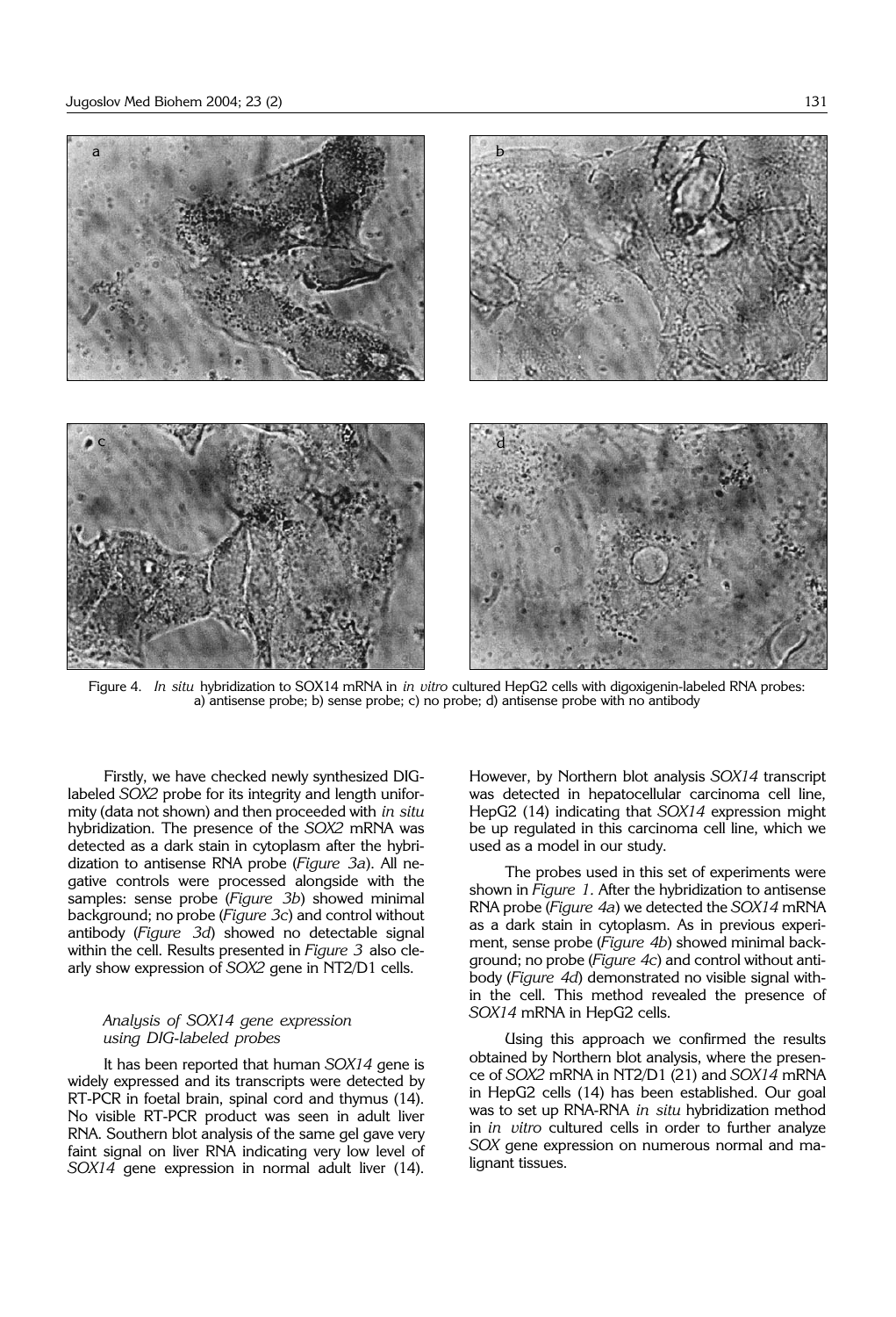Figure 4. *In situ* hybridization to SOX14 mRNA in *in vitro* cultured HepG2 cells with digoxigenin-labeled RNA probes: a) antisense probe; b) sense probe; c) no probe; d) antisense probe with no antibody

Firstly, we have checked newly synthesized DIG-labeled *SOX2* probe for its integrity and length uniformity (data not shown) and then proceeded with *in situ* hybridization. The presence of the *SOX2* mRNA was detected as a dark stain in cytoplasm after the hybridization to antisense RNA probe (*Figure 3a*). All negative controls were processed alongside with the samples: sense probe (*Figure 3b*) showed minimal background; no probe (*Figure 3c*) and control without antibody (*Figure 3d*) showed no detectable signal within the cell. Results presented in *Figure 3* also clearly show expression of *SOX2* gene in NT2/D1 cells.

### *Analysis of SOX14 gene expression using DIG-labeled probes*

It has been reported that human *SOX14* gene is widely expressed and its transcripts were detected by RT-PCR in foetal brain, spinal cord and thymus (14). No visible RT-PCR product was seen in adult liver RNA. Southern blot analysis of the same gel gave very faint signal on liver RNA indicating very low level of *SOX14* gene expression in normal adult liver (14). However, by Northern blot analysis *SOX14* transcript was detected in hepatocellular carcinoma cell line, HepG2 (14) indicating that *SOX14* expression might be up regulated in this carcinoma cell line, which we used as a model in our study.

The probes used in this set of experiments were shown in *Figure 1*. After the hybridization to antisense RNA probe (*Figure 4a*) we detected the *SOX14* mRNA as a dark stain in cytoplasm. As in previous experiment, sense probe (*Figure 4b*) showed minimal background; no probe (*Figure 4c*) and control without antibody (*Figure 4d*) demonstrated no visible signal within the cell. This method revealed the presence of *SOX14* mRNA in HepG2 cells.

Using this approach we confirmed the results obtained by Northern blot analysis, where the presence of *SOX2* mRNA in NT2/D1 (21) and *SOX14* mRNA in HepG2 cells (14) has been established. Our goal was to set up RNA-RNA *in situ* hybridization method in *in vitro* cultured cells in order to further analyze *SOX* gene expression on numerous normal and malignant tissues.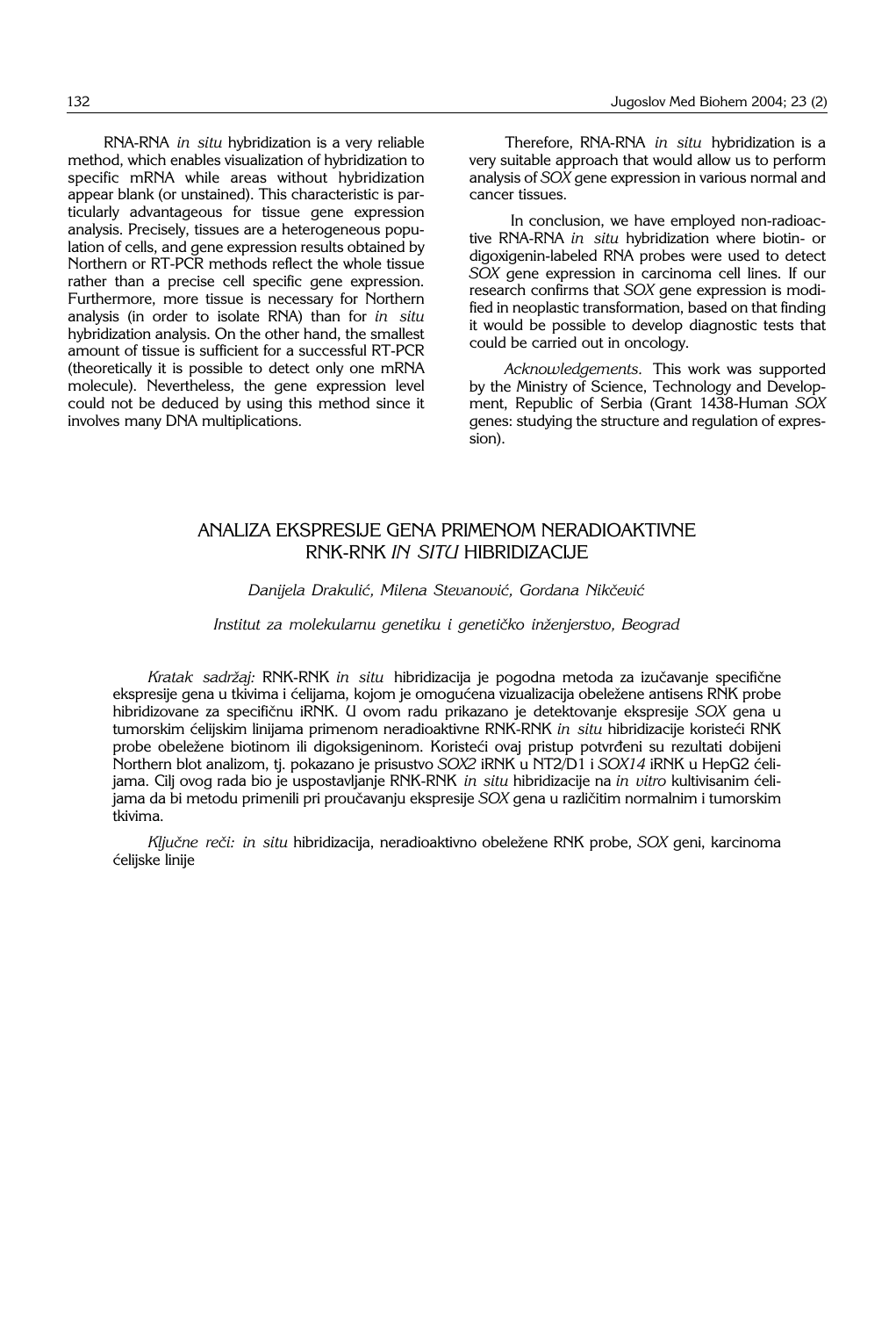RNA-RNA *in situ* hybridization is a very reliable method, which enables visualization of hybridization to specific mRNA while areas without hybridization appear blank (or unstained). This characteristic is particularly advantageous for tissue gene expression analysis. Precisely, tissues are a heterogeneous population of cells, and gene expression results obtained by Northern or RT-PCR methods reflect the whole tissue rather than a precise cell specific gene expression. Furthermore, more tissue is necessary for Northern analysis (in order to isolate RNA) than for *in situ* hybridization analysis. On the other hand, the smallest amount of tissue is sufficient for a successful RT-PCR (theoretically it is possible to detect only one mRNA molecule). Nevertheless, the gene expression level could not be deduced by using this method since it involves many DNA multiplications.

Therefore, RNA-RNA *in situ* hybridization is a very suitable approach that would allow us to perform analysis of *SOX* gene expression in various normal and cancer tissues.

In conclusion, we have employed non-radioactive RNA-RNA *in situ* hybridization where biotin- or digoxigenin-labeled RNA probes were used to detect *SOX* gene expression in carcinoma cell lines. If our research confirms that *SOX* gene expression is modified in neoplastic transformation, based on that finding it would be possible to develop diagnostic tests that could be carried out in oncology.

*Acknowledgements.* This work was supported by the Ministry of Science, Technology and Development, Republic of Serbia (Grant 1438-Human *SOX* genes: studying the structure and regulation of expression).

## ANALIZA EKSPRESIJE GENA PRIMENOM NERADIOAKTIVNE RNK-RNK *IN SITU* HIBRIDIZACIJE

*Danijela Drakulić, Milena Stevanović, Gordana Nikčević*

*Institut za molekularnu genetiku i genetičko inženjerstvo, Beograd*

*Kratak sadržaj:* RNK-RNK *in situ* hibridizacija je pogodna metoda za izučavanje specifične ekspresije gena u tkivima i ćelijama, kojom je omogućena vizualizacija obeležene antisens RNK probe hibridizovane za specifičnu iRNK. U ovom radu prikazano je detektovanje ekspresije *SOX* gena u tumorskim ćelijskim linijama primenom neradioaktivne RNK-RNK *in situ* hibridizacije koristeći RNK probe obeležene biotinom ili digoksigeninom. Koristeći ovaj pristup potvrđeni su rezultati dobijeni Northern blot analizom, tj. pokazano je prisustvo *SOX2* iRNK u NT2/D1 i *SOX14* iRNK u HepG2 ćelijama. Cilj ovog rada bio je uspostavljanje RNK-RNK *in situ* hibridizacije na *in vitro* kultivisanim ćelijama da bi metodu primenili pri proučavanju ekspresije *SOX* gena u različitim normalnim i tumorskim tkivima.

*Ključne reči: in situ* hibridizacija, neradioaktivno obeležene RNK probe, *SOX* geni, karcinoma ćelijske linije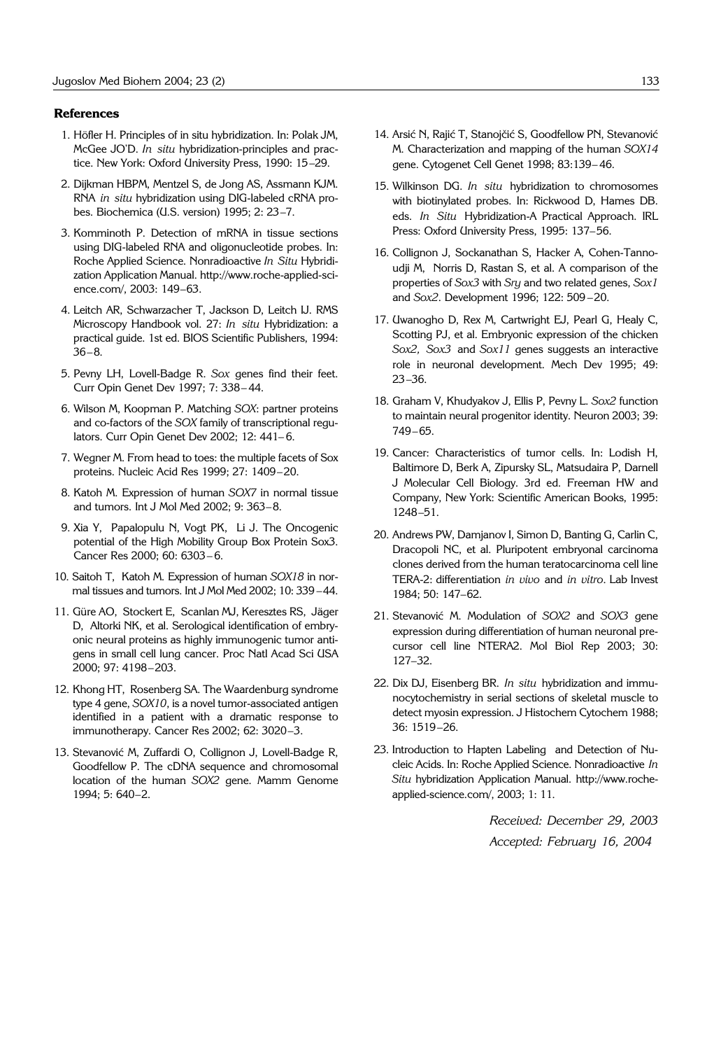### References

1. Höfler H. Principles of in situ hybridization. In: Polak JM, McGee JO'D. *In situ* hybridization-principles and practice. New York: Oxford University Press, 1990: 15–29.

2. Dijkman HBPM, Mentzel S, de Jong AS, Assmann KJM. RNA *in situ* hybridization using DIG-labeled cRNA probes. Biochemica (U.S. version) 1995; 2: 23–7.

3. Komminoth P. Detection of mRNA in tissue sections using DIG-labeled RNA and oligonucleotide probes. In: Roche Applied Science. Nonradioactive *In Situ* Hybridization Application Manual. http://www.roche-applied-science.com/, 2003: 149–63.

4. Leitch AR, Schwarzacher T, Jackson D, Leitch IJ. RMS Microscopy Handbook vol. 27: *In situ* Hybridization: a practical guide. 1st ed. BIOS Scientific Publishers, 1994: 36–8.

5. Pevny LH, Lovell-Badge R. *Sox* genes find their feet. Curr Opin Genet Dev 1997; 7: 338–44.

6. Wilson M, Koopman P. Matching *SOX*: partner proteins and co-factors of the *SOX* family of transcriptional regulators. Curr Opin Genet Dev 2002; 12: 441–6.

7. Wegner M. From head to toes: the multiple facets of Sox proteins. Nucleic Acid Res 1999; 27: 1409–20.

8. Katoh M. Expression of human *SOX7* in normal tissue and tumors. Int J Mol Med 2002; 9: 363–8.

9. Xia Y, Papalopulu N, Vogt PK, Li J. The Oncogenic potential of the High Mobility Group Box Protein Sox3. Cancer Res 2000; 60: 6303–6.

10. Saitoh T, Katoh M. Expression of human *SOX18* in normal tissues and tumors. Int J Mol Med 2002; 10: 339–44.

11. Güre AO, Stockert E, Scanlan MJ, Keresztes RS, Jäger D, Altorki NK, et al. Serological identification of embryonic neural proteins as highly immunogenic tumor antigens in small cell lung cancer. Proc Natl Acad Sci USA 2000; 97: 4198–203.

12. Khong HT, Rosenberg SA. The Waardenburg syndrome type 4 gene, *SOX10*, is a novel tumor-associated antigen identified in a patient with a dramatic response to immunotherapy. Cancer Res 2002; 62: 3020–3.

13. Stevanović M, Zuffardi O, Collignon J, Lovell-Badge R, Goodfellow P. The cDNA sequence and chromosomal location of the human *SOX2* gene. Mamm Genome 1994; 5: 640–2.

14. Arsić N, Rajić T, Stanojčić S, Goodfellow PN, Stevanović M. Characterization and mapping of the human *SOX14* gene. Cytogenet Cell Genet 1998; 83:139–46.

15. Wilkinson DG. *In situ* hybridization to chromosomes with biotinylated probes. In: Rickwood D, Hames DB. eds. *In Situ* Hybridization-A Practical Approach. IRL Press: Oxford University Press, 1995: 137–56.

16. Collignon J, Sockanathan S, Hacker A, Cohen-Tannoudji M, Norris D, Rastan S, et al. A comparison of the properties of *Sox3* with *Sry* and two related genes, *Sox1* and *Sox2*. Development 1996; 122: 509–20.

17. Uwanogho D, Rex M, Cartwright EJ, Pearl G, Healy C, Scotting PJ, et al. Embryonic expression of the chicken *Sox2, Sox3* and *Sox11* genes suggests an interactive role in neuronal development. Mech Dev 1995; 49: 23–36.

18. Graham V, Khudyakov J, Ellis P, Pevny L. *Sox2* function to maintain neural progenitor identity. Neuron 2003; 39: 749–65.

19. Cancer: Characteristics of tumor cells. In: Lodish H, Baltimore D, Berk A, Zipursky SL, Matsudaira P, Darnell J Molecular Cell Biology. 3rd ed. Freeman HW and Company, New York: Scientific American Books, 1995: 1248–51.

20. Andrews PW, Damjanov I, Simon D, Banting G, Carlin C, Dracopoli NC, et al. Pluripotent embryonal carcinoma clones derived from the human teratocarcinoma cell line TERA-2: differentiation *in vivo* and *in vitro*. Lab Invest 1984; 50: 147–62.

21. Stevanović M. Modulation of *SOX2* and *SOX3* gene expression during differentiation of human neuronal precursor cell line NTERA2. Mol Biol Rep 2003; 30: 127–32.

22. Dix DJ, Eisenberg BR. *In situ* hybridization and immunocytochemistry in serial sections of skeletal muscle to detect myosin expression. J Histochem Cytochem 1988; 36: 1519–26.

23. Introduction to Hapten Labeling and Detection of Nucleic Acids. In: Roche Applied Science. Nonradioactive *In Situ* hybridization Application Manual. http://www.roche-applied-science.com/, 2003; 1: 11.

*Received: December 29, 2003*
*Accepted: February 16, 2004*